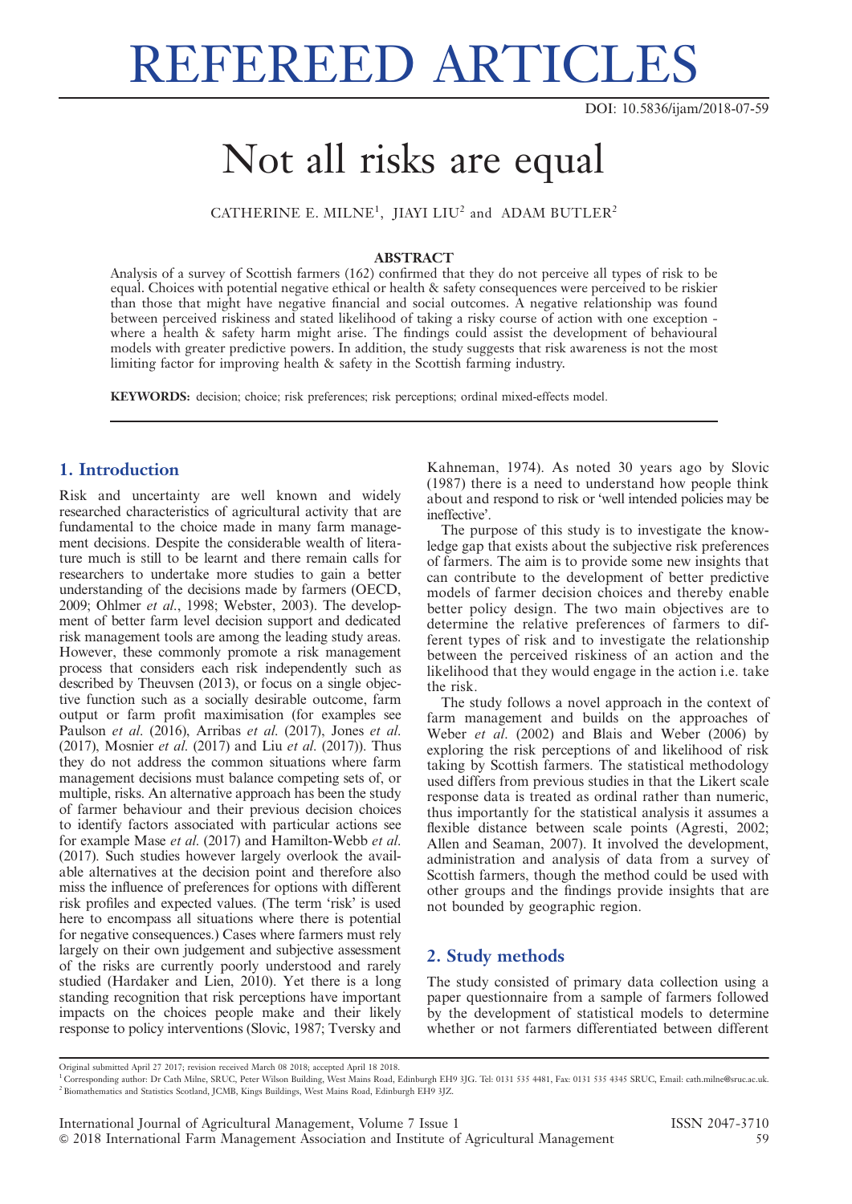# REFEREED ARTICLES

DOI: 10.5836/ijam/2018-07-59

# Not all risks are equal

CATHERINE E. MILNE[1], JIAYI LIU[2] and ADAM BUTLER[2]

### ABSTRACT

Analysis of a survey of Scottish farmers (162) confirmed that they do not perceive all types of risk to be equal. Choices with potential negative ethical or health & safety consequences were perceived to be riskier than those that might have negative financial and social outcomes. A negative relationship was found between perceived riskiness and stated likelihood of taking a risky course of action with one exception - where a health & safety harm might arise. The findings could assist the development of behavioural models with greater predictive powers. In addition, the study suggests that risk awareness is not the most limiting factor for improving health & safety in the Scottish farming industry.

**KEYWORDS:** decision; choice; risk preferences; risk perceptions; ordinal mixed-effects model.

## 1. Introduction

Risk and uncertainty are well known and widely researched characteristics of agricultural activity that are fundamental to the choice made in many farm management decisions. Despite the considerable wealth of literature much is still to be learnt and there remain calls for researchers to undertake more studies to gain a better understanding of the decisions made by farmers (OECD, 2009; Ohlmer *et al*., 1998; Webster, 2003). The development of better farm level decision support and dedicated risk management tools are among the leading study areas. However, these commonly promote a risk management process that considers each risk independently such as described by Theuvsen (2013), or focus on a single objective function such as a socially desirable outcome, farm output or farm profit maximisation (for examples see Paulson *et al*. (2016), Arribas *et al*. (2017), Jones *et al*. (2017), Mosnier *et al*. (2017) and Liu *et al*. (2017)). Thus they do not address the common situations where farm management decisions must balance competing sets of, or multiple, risks. An alternative approach has been the study of farmer behaviour and their previous decision choices to identify factors associated with particular actions see for example Mase *et al*. (2017) and Hamilton-Webb *et al*. (2017). Such studies however largely overlook the available alternatives at the decision point and therefore also miss the influence of preferences for options with different risk profiles and expected values. (The term 'risk' is used here to encompass all situations where there is potential for negative consequences.) Cases where farmers must rely largely on their own judgement and subjective assessment of the risks are currently poorly understood and rarely studied (Hardaker and Lien, 2010). Yet there is a long standing recognition that risk perceptions have important impacts on the choices people make and their likely response to policy interventions (Slovic, 1987; Tversky and Kahneman, 1974). As noted 30 years ago by Slovic (1987) there is a need to understand how people think about and respond to risk or 'well intended policies may be ineffective'.

The purpose of this study is to investigate the knowledge gap that exists about the subjective risk preferences of farmers. The aim is to provide some new insights that can contribute to the development of better predictive models of farmer decision choices and thereby enable better policy design. The two main objectives are to determine the relative preferences of farmers to different types of risk and to investigate the relationship between the perceived riskiness of an action and the likelihood that they would engage in the action i.e. take the risk.

The study follows a novel approach in the context of farm management and builds on the approaches of Weber *et al*. (2002) and Blais and Weber (2006) by exploring the risk perceptions of and likelihood of risk taking by Scottish farmers. The statistical methodology used differs from previous studies in that the Likert scale response data is treated as ordinal rather than numeric, thus importantly for the statistical analysis it assumes a flexible distance between scale points (Agresti, 2002; Allen and Seaman, 2007). It involved the development, administration and analysis of data from a survey of Scottish farmers, though the method could be used with other groups and the findings provide insights that are not bounded by geographic region.

## 2. Study methods

The study consisted of primary data collection using a paper questionnaire from a sample of farmers followed by the development of statistical models to determine whether or not farmers differentiated between different

Original submitted April 27 2017; revision received March 08 2018; accepted April 18 2018.

[1] Corresponding author: Dr Cath Milne, SRUC, Peter Wilson Building, West Mains Road, Edinburgh EH9 3JG. Tel: 0131 535 4481, Fax: 0131 535 4345 SRUC, Email: cath.milne@sruc.ac.uk.

[2] Biomathematics and Statistics Scotland, JCMB, Kings Buildings, West Mains Road, Edinburgh EH9 3JZ.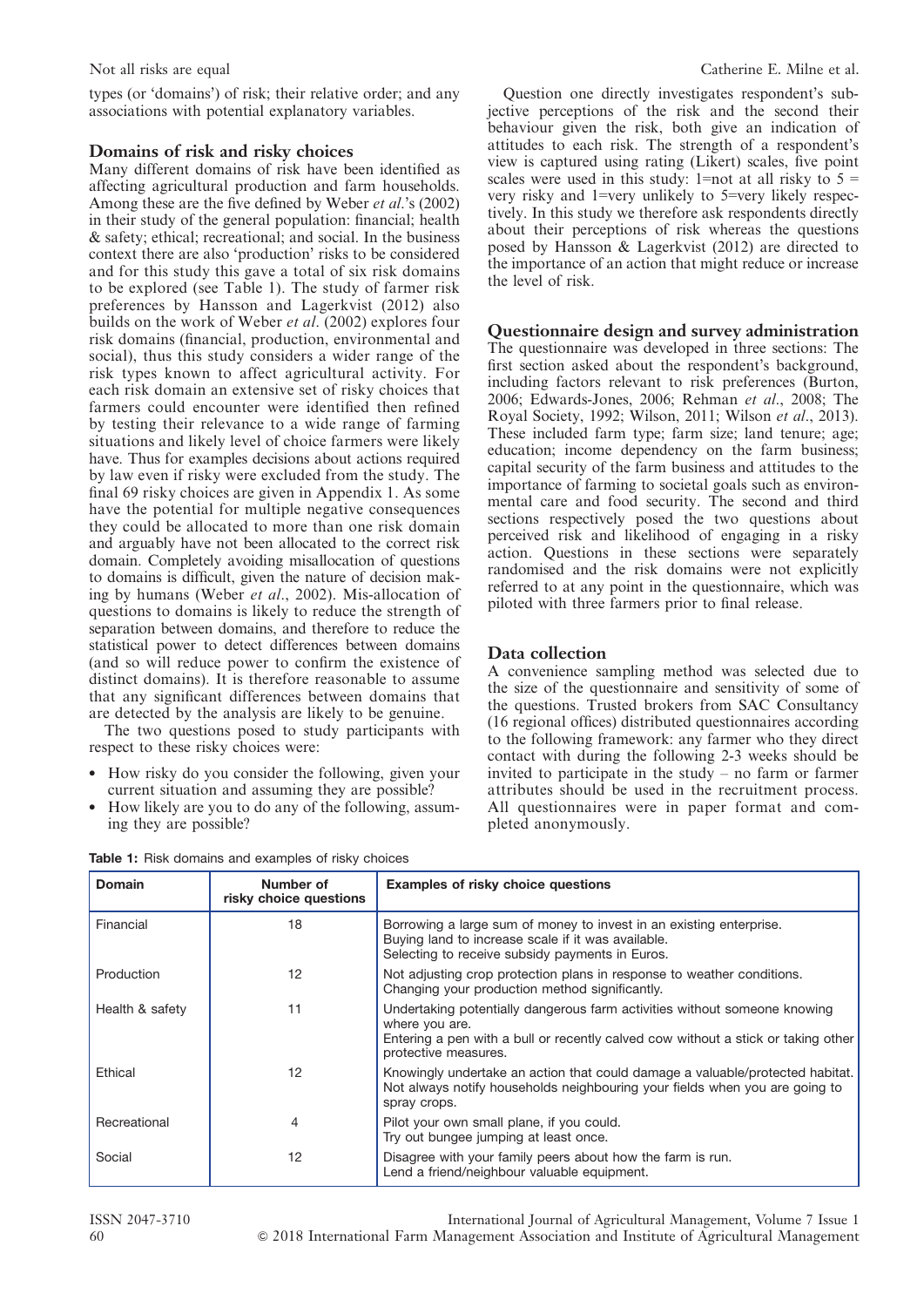types (or 'domains') of risk; their relative order; and any associations with potential explanatory variables.

## Domains of risk and risky choices

Many different domains of risk have been identified as affecting agricultural production and farm households. Among these are the five defined by Weber *et al*.'s (2002) in their study of the general population: financial; health & safety; ethical; recreational; and social. In the business context there are also 'production' risks to be considered and for this study this gave a total of six risk domains to be explored (see Table 1). The study of farmer risk preferences by Hansson and Lagerkvist (2012) also builds on the work of Weber *et al*. (2002) explores four risk domains (financial, production, environmental and social), thus this study considers a wider range of the risk types known to affect agricultural activity. For each risk domain an extensive set of risky choices that farmers could encounter were identified then refined by testing their relevance to a wide range of farming situations and likely level of choice farmers were likely have. Thus for examples decisions about actions required by law even if risky were excluded from the study. The final 69 risky choices are given in Appendix 1. As some have the potential for multiple negative consequences they could be allocated to more than one risk domain and arguably have not been allocated to the correct risk domain. Completely avoiding misallocation of questions to domains is difficult, given the nature of decision making by humans (Weber *et al*., 2002). Mis-allocation of questions to domains is likely to reduce the strength of separation between domains, and therefore to reduce the statistical power to detect differences between domains (and so will reduce power to confirm the existence of distinct domains). It is therefore reasonable to assume that any significant differences between domains that are detected by the analysis are likely to be genuine.

The two questions posed to study participants with respect to these risky choices were:

- How risky do you consider the following, given your current situation and assuming they are possible?
- How likely are you to do any of the following, assuming they are possible?

Question one directly investigates respondent's subjective perceptions of the risk and the second their behaviour given the risk, both give an indication of attitudes to each risk. The strength of a respondent's view is captured using rating (Likert) scales, five point scales were used in this study: 1=not at all risky to 5 = very risky and 1=very unlikely to 5=very likely respectively. In this study we therefore ask respondents directly about their perceptions of risk whereas the questions posed by Hansson & Lagerkvist (2012) are directed to the importance of an action that might reduce or increase the level of risk.

## Questionnaire design and survey administration

The questionnaire was developed in three sections: The first section asked about the respondent's background, including factors relevant to risk preferences (Burton, 2006; Edwards-Jones, 2006; Rehman *et al*., 2008; The Royal Society, 1992; Wilson, 2011; Wilson *et al*., 2013). These included farm type; farm size; land tenure; age; education; income dependency on the farm business; capital security of the farm business and attitudes to the importance of farming to societal goals such as environmental care and food security. The second and third sections respectively posed the two questions about perceived risk and likelihood of engaging in a risky action. Questions in these sections were separately randomised and the risk domains were not explicitly referred to at any point in the questionnaire, which was piloted with three farmers prior to final release.

## Data collection

A convenience sampling method was selected due to the size of the questionnaire and sensitivity of some of the questions. Trusted brokers from SAC Consultancy (16 regional offices) distributed questionnaires according to the following framework: any farmer who they direct contact with during the following 2-3 weeks should be invited to participate in the study – no farm or farmer attributes should be used in the recruitment process. All questionnaires were in paper format and completed anonymously.

**Table 1:** Risk domains and examples of risky choices

| Domain | Number of risky choice questions | Examples of risky choice questions |
|---|---|---|
| Financial | 18 | Borrowing a large sum of money to invest in an existing enterprise.<br>Buying land to increase scale if it was available.<br>Selecting to receive subsidy payments in Euros. |
| Production | 12 | Not adjusting crop protection plans in response to weather conditions.<br>Changing your production method significantly. |
| Health & safety | 11 | Undertaking potentially dangerous farm activities without someone knowing where you are.<br>Entering a pen with a bull or recently calved cow without a stick or taking other protective measures. |
| Ethical | 12 | Knowingly undertake an action that could damage a valuable/protected habitat.<br>Not always notify households neighbouring your fields when you are going to spray crops. |
| Recreational | 4 | Pilot your own small plane, if you could.<br>Try out bungee jumping at least once. |
| Social | 12 | Disagree with your family peers about how the farm is run.<br>Lend a friend/neighbour valuable equipment. |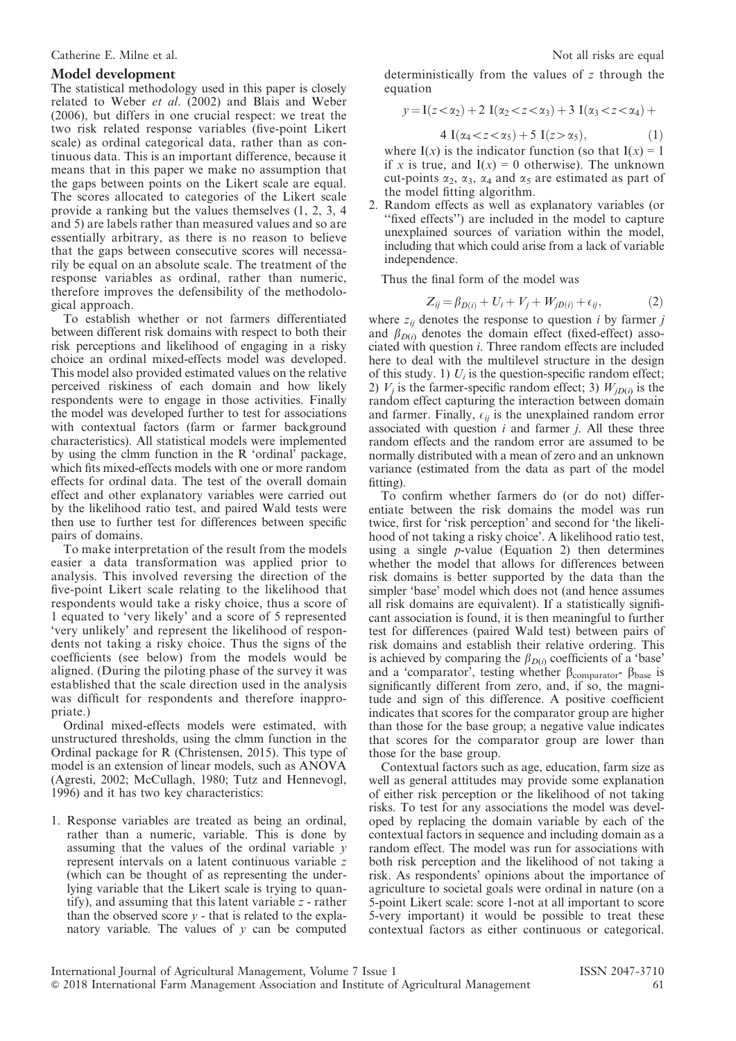## Model development

The statistical methodology used in this paper is closely related to Weber *et al*. (2002) and Blais and Weber (2006), but differs in one crucial respect: we treat the two risk related response variables (five-point Likert scale) as ordinal categorical data, rather than as continuous data. This is an important difference, because it means that in this paper we make no assumption that the gaps between points on the Likert scale are equal. The scores allocated to categories of the Likert scale provide a ranking but the values themselves (1, 2, 3, 4 and 5) are labels rather than measured values and so are essentially arbitrary, as there is no reason to believe that the gaps between consecutive scores will necessarily be equal on an absolute scale. The treatment of the response variables as ordinal, rather than numeric, therefore improves the defensibility of the methodological approach.

To establish whether or not farmers differentiated between different risk domains with respect to both their risk perceptions and likelihood of engaging in a risky choice an ordinal mixed-effects model was developed. This model also provided estimated values on the relative perceived riskiness of each domain and how likely respondents were to engage in those activities. Finally the model was developed further to test for associations with contextual factors (farm or farmer background characteristics). All statistical models were implemented by using the clmm function in the R 'ordinal' package, which fits mixed-effects models with one or more random effects for ordinal data. The test of the overall domain effect and other explanatory variables were carried out by the likelihood ratio test, and paired Wald tests were then use to further test for differences between specific pairs of domains.

To make interpretation of the result from the models easier a data transformation was applied prior to analysis. This involved reversing the direction of the five-point Likert scale relating to the likelihood that respondents would take a risky choice, thus a score of 1 equated to 'very likely' and a score of 5 represented 'very unlikely' and represent the likelihood of respondents not taking a risky choice. Thus the signs of the coefficients (see below) from the models would be aligned. (During the piloting phase of the survey it was established that the scale direction used in the analysis was difficult for respondents and therefore inappropriate.)

Ordinal mixed-effects models were estimated, with unstructured thresholds, using the clmm function in the Ordinal package for R (Christensen, 2015). This type of model is an extension of linear models, such as ANOVA (Agresti, 2002; McCullagh, 1980; Tutz and Hennevogl, 1996) and it has two key characteristics:

1. Response variables are treated as being an ordinal, rather than a numeric, variable. This is done by assuming that the values of the ordinal variable $y$ represent intervals on a latent continuous variable $z$ (which can be thought of as representing the underlying variable that the Likert scale is trying to quantify), and assuming that this latent variable $z$ - rather than the observed score $y$ - that is related to the explanatory variable. The values of $y$ can be computed deterministically from the values of $z$ through the equation

$$y = I(z < \alpha_2) + 2\ I(\alpha_2 < z < \alpha_3) + 3\ I(\alpha_3 < z < \alpha_4) + 4\ I(\alpha_4 < z < \alpha_5) + 5\ I(z > \alpha_5), \quad (1)$$

where $I(x)$ is the indicator function (so that $I(x) = 1$ if $x$ is true, and $I(x) = 0$ otherwise). The unknown cut-points $\alpha_2$, $\alpha_3$, $\alpha_4$ and $\alpha_5$ are estimated as part of the model fitting algorithm.

2. Random effects as well as explanatory variables (or "fixed effects") are included in the model to capture unexplained sources of variation within the model, including that which could arise from a lack of variable independence.

Thus the final form of the model was

$$Z_{ij} = \beta_{D(i)} + U_i + V_j + W_{jD(i)} + \epsilon_{ij}, \quad (2)$$

where $z_{ij}$ denotes the response to question $i$ by farmer $j$ and $\beta_{D(i)}$ denotes the domain effect (fixed-effect) associated with question $i$. Three random effects are included here to deal with the multilevel structure in the design of this study. 1) $U_i$ is the question-specific random effect; 2) $V_j$ is the farmer-specific random effect; 3) $W_{jD(i)}$ is the random effect capturing the interaction between domain and farmer. Finally, $\epsilon_{ij}$ is the unexplained random error associated with question $i$ and farmer $j$. All these three random effects and the random error are assumed to be normally distributed with a mean of zero and an unknown variance (estimated from the data as part of the model fitting).

To confirm whether farmers do (or do not) differentiate between the risk domains the model was run twice, first for 'risk perception' and second for 'the likelihood of not taking a risky choice'. A likelihood ratio test, using a single $p$-value (Equation 2) then determines whether the model that allows for differences between risk domains is better supported by the data than the simpler 'base' model which does not (and hence assumes all risk domains are equivalent). If a statistically significant association is found, it is then meaningful to further test for differences (paired Wald test) between pairs of risk domains and establish their relative ordering. This is achieved by comparing the $\beta_{D(i)}$ coefficients of a 'base' and a 'comparator', testing whether $\beta_{comparator}$- $\beta_{base}$ is significantly different from zero, and, if so, the magnitude and sign of this difference. A positive coefficient indicates that scores for the comparator group are higher than those for the base group; a negative value indicates that scores for the comparator group are lower than those for the base group.

Contextual factors such as age, education, farm size as well as general attitudes may provide some explanation of either risk perception or the likelihood of not taking risks. To test for any associations the model was developed by replacing the domain variable by each of the contextual factors in sequence and including domain as a random effect. The model was run for associations with both risk perception and the likelihood of not taking a risk. As respondents' opinions about the importance of agriculture to societal goals were ordinal in nature (on a 5-point Likert scale: score 1-not at all important to score 5-very important) it would be possible to treat these contextual factors as either continuous or categorical.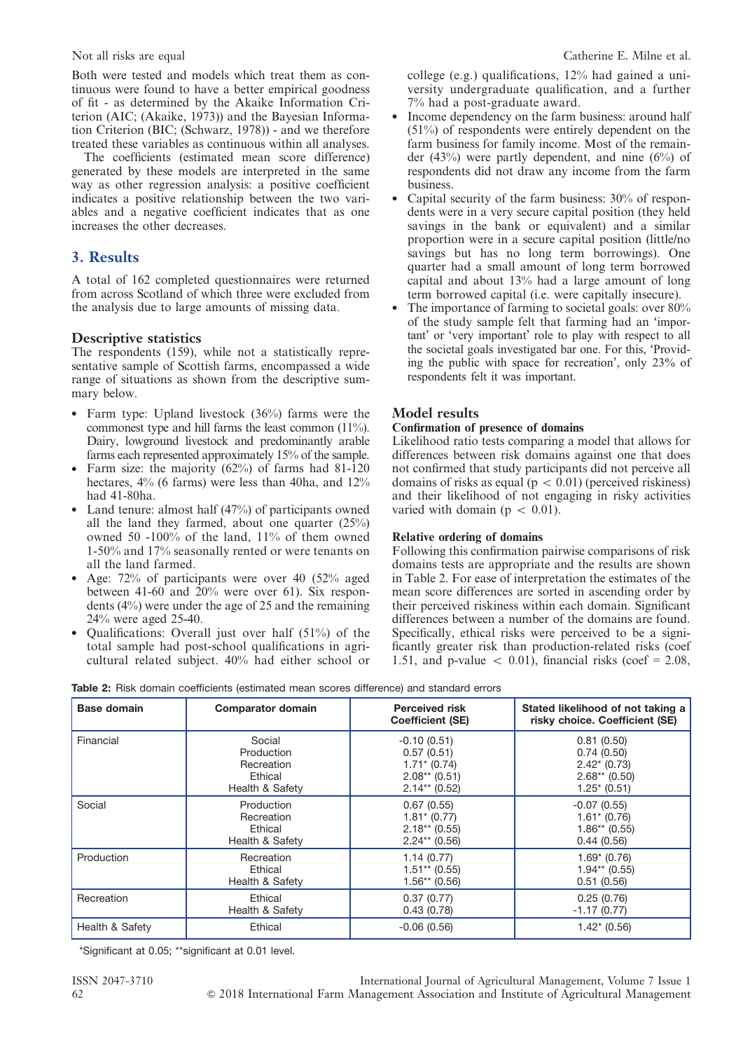Both were tested and models which treat them as continuous were found to have a better empirical goodness of fit - as determined by the Akaike Information Criterion (AIC; (Akaike, 1973)) and the Bayesian Information Criterion (BIC; (Schwarz, 1978)) - and we therefore treated these variables as continuous within all analyses.

The coefficients (estimated mean score difference) generated by these models are interpreted in the same way as other regression analysis: a positive coefficient indicates a positive relationship between the two variables and a negative coefficient indicates that as one increases the other decreases.

## 3. Results

A total of 162 completed questionnaires were returned from across Scotland of which three were excluded from the analysis due to large amounts of missing data.

### Descriptive statistics

The respondents (159), while not a statistically representative sample of Scottish farms, encompassed a wide range of situations as shown from the descriptive summary below.

- Farm type: Upland livestock (36%) farms were the commonest type and hill farms the least common (11%). Dairy, lowground livestock and predominantly arable farms each represented approximately 15% of the sample.
- Farm size: the majority (62%) of farms had 81-120 hectares, 4% (6 farms) were less than 40ha, and 12% had 41-80ha.
- Land tenure: almost half (47%) of participants owned all the land they farmed, about one quarter (25%) owned 50 -100% of the land, 11% of them owned 1-50% and 17% seasonally rented or were tenants on all the land farmed.
- Age: 72% of participants were over 40 (52% aged between 41-60 and 20% were over 61). Six respondents (4%) were under the age of 25 and the remaining 24% were aged 25-40.
- Qualifications: Overall just over half (51%) of the total sample had post-school qualifications in agricultural related subject. 40% had either school or college (e.g.) qualifications, 12% had gained a university undergraduate qualification, and a further 7% had a post-graduate award.
- Income dependency on the farm business: around half (51%) of respondents were entirely dependent on the farm business for family income. Most of the remainder (43%) were partly dependent, and nine (6%) of respondents did not draw any income from the farm business.
- Capital security of the farm business: 30% of respondents were in a very secure capital position (they held savings in the bank or equivalent) and a similar proportion were in a secure capital position (little/no savings but has no long term borrowings). One quarter had a small amount of long term borrowed capital and about 13% had a large amount of long term borrowed capital (i.e. were capitally insecure).
- The importance of farming to societal goals: over 80% of the study sample felt that farming had an 'important' or 'very important' role to play with respect to all the societal goals investigated bar one. For this, 'Providing the public with space for recreation', only 23% of respondents felt it was important.

### Model results

#### Confirmation of presence of domains

Likelihood ratio tests comparing a model that allows for differences between risk domains against one that does not confirmed that study participants did not perceive all domains of risks as equal ($p < 0.01$) (perceived riskiness) and their likelihood of not engaging in risky activities varied with domain ($p < 0.01$).

#### Relative ordering of domains

Following this confirmation pairwise comparisons of risk domains tests are appropriate and the results are shown in Table 2. For ease of interpretation the estimates of the mean score differences are sorted in ascending order by their perceived riskiness within each domain. Significant differences between a number of the domains are found. Specifically, ethical risks were perceived to be a significantly greater risk than production-related risks (coef 1.51, and p-value $< 0.01$), financial risks (coef = 2.08,

**Table 2:** Risk domain coefficients (estimated mean scores difference) and standard errors

| Base domain | Comparator domain | Perceived risk Coefficient (SE) | Stated likelihood of not taking a risky choice. Coefficient (SE) |
|---|---|---|---|
| Financial | Social | -0.10 (0.51) | 0.81 (0.50) |
| | Production | 0.57 (0.51) | 0.74 (0.50) |
| | Recreation | 1.71* (0.74) | 2.42* (0.73) |
| | Ethical | 2.08** (0.51) | 2.68** (0.50) |
| | Health & Safety | 2.14** (0.52) | 1.25* (0.51) |
| Social | Production | 0.67 (0.55) | -0.07 (0.55) |
| | Recreation | 1.81* (0.77) | 1.61* (0.76) |
| | Ethical | 2.18** (0.55) | 1.86** (0.55) |
| | Health & Safety | 2.24** (0.56) | 0.44 (0.56) |
| Production | Recreation | 1.14 (0.77) | 1.69* (0.76) |
| | Ethical | 1.51** (0.55) | 1.94** (0.55) |
| | Health & Safety | 1.56** (0.56) | 0.51 (0.56) |
| Recreation | Ethical | 0.37 (0.77) | 0.25 (0.76) |
| | Health & Safety | 0.43 (0.78) | -1.17 (0.77) |
| Health & Safety | Ethical | -0.06 (0.56) | 1.42* (0.56) |

*Significant at 0.05; **significant at 0.01 level.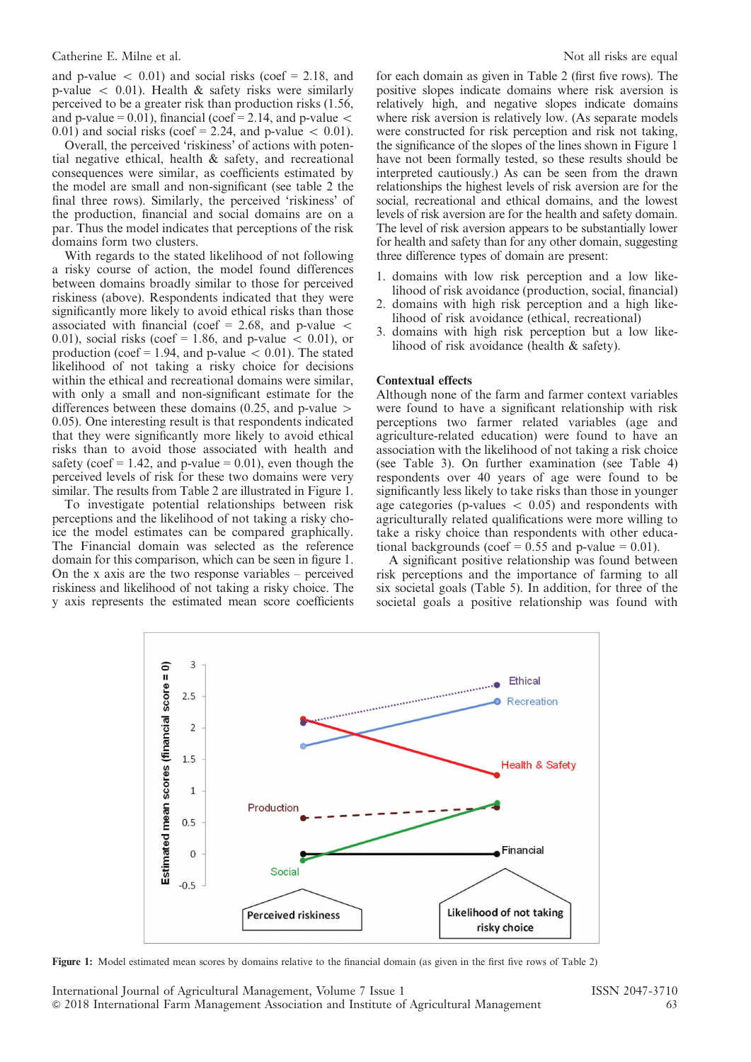and p-value $< 0.01$) and social risks (coef = 2.18, and p-value $< 0.01$). Health & safety risks were similarly perceived to be a greater risk than production risks (1.56, and p-value = 0.01), financial (coef = 2.14, and p-value $< 0.01$) and social risks (coef = 2.24, and p-value $< 0.01$).

Overall, the perceived 'riskiness' of actions with potential negative ethical, health & safety, and recreational consequences were similar, as coefficients estimated by the model are small and non-significant (see table 2 the final three rows). Similarly, the perceived 'riskiness' of the production, financial and social domains are on a par. Thus the model indicates that perceptions of the risk domains form two clusters.

With regards to the stated likelihood of not following a risky course of action, the model found differences between domains broadly similar to those for perceived riskiness (above). Respondents indicated that they were significantly more likely to avoid ethical risks than those associated with financial (coef = 2.68, and p-value $< 0.01$), social risks (coef = 1.86, and p-value $< 0.01$), or production (coef = 1.94, and p-value $< 0.01$). The stated likelihood of not taking a risky choice for decisions within the ethical and recreational domains were similar, with only a small and non-significant estimate for the differences between these domains (0.25, and p-value $> 0.05$). One interesting result is that respondents indicated that they were significantly more likely to avoid ethical risks than to avoid those associated with health and safety (coef = 1.42, and p-value = 0.01), even though the perceived levels of risk for these two domains were very similar. The results from Table 2 are illustrated in Figure 1.

To investigate potential relationships between risk perceptions and the likelihood of not taking a risky choice the model estimates can be compared graphically. The Financial domain was selected as the reference domain for this comparison, which can be seen in figure 1. On the x axis are the two response variables – perceived riskiness and likelihood of not taking a risky choice. The y axis represents the estimated mean score coefficients for each domain as given in Table 2 (first five rows). The positive slopes indicate domains where risk aversion is relatively high, and negative slopes indicate domains where risk aversion is relatively low. (As separate models were constructed for risk perception and risk not taking, the significance of the slopes of the lines shown in Figure 1 have not been formally tested, so these results should be interpreted cautiously.) As can be seen from the drawn relationships the highest levels of risk aversion are for the social, recreational and ethical domains, and the lowest levels of risk aversion are for the health and safety domain. The level of risk aversion appears to be substantially lower for health and safety than for any other domain, suggesting three difference types of domain are present:

1. domains with low risk perception and a low likelihood of risk avoidance (production, social, financial)
2. domains with high risk perception and a high likelihood of risk avoidance (ethical, recreational)
3. domains with high risk perception but a low likelihood of risk avoidance (health & safety).

### Contextual effects

Although none of the farm and farmer context variables were found to have a significant relationship with risk perceptions two farmer related variables (age and agriculture-related education) were found to have an association with the likelihood of not taking a risk choice (see Table 3). On further examination (see Table 4) respondents over 40 years of age were found to be significantly less likely to take risks than those in younger age categories (p-values $< 0.05$) and respondents with agriculturally related qualifications were more willing to take a risky choice than respondents with other educational backgrounds (coef = 0.55 and p-value = 0.01).

A significant positive relationship was found between risk perceptions and the importance of farming to all six societal goals (Table 5). In addition, for three of the societal goals a positive relationship was found with

Estimated mean scores (financial score = 0)
3
2.5
2
1.5
1
0.5
0
-0.5
Ethical
Recreation
Health & Safety
Production
Financial
Social
Perceived riskiness
Likelihood of not taking risky choice

**Figure 1:** Model estimated mean scores by domains relative to the financial domain (as given in the first five rows of Table 2)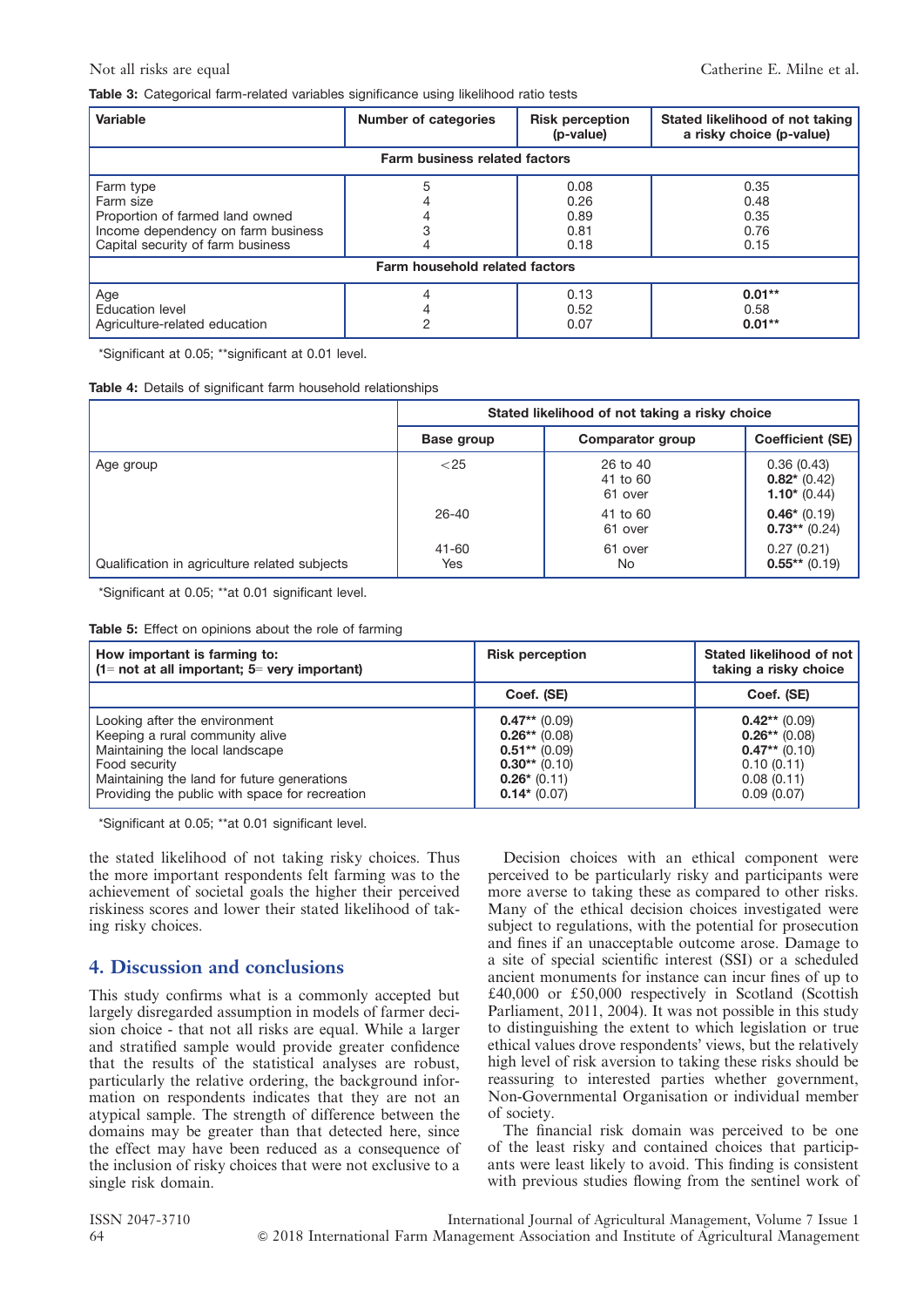**Table 3:** Categorical farm-related variables significance using likelihood ratio tests

| Variable | Number of categories | Risk perception (p-value) | Stated likelihood of not taking a risky choice (p-value) |
|---|---|---|---|
| **Farm business related factors** | | | |
| Farm type | 5 | 0.08 | 0.35 |
| Farm size | 4 | 0.26 | 0.48 |
| Proportion of farmed land owned | 4 | 0.89 | 0.35 |
| Income dependency on farm business | 3 | 0.81 | 0.76 |
| Capital security of farm business | 4 | 0.18 | 0.15 |
| **Farm household related factors** | | | |
| Age | 4 | 0.13 | **0.01**** |
| Education level | 4 | 0.52 | 0.58 |
| Agriculture-related education | 2 | 0.07 | **0.01**** |

*Significant at 0.05; **significant at 0.01 level.

**Table 4:** Details of significant farm household relationships

| | Stated likelihood of not taking a risky choice | | |
|---|---|---|---|
| | Base group | Comparator group | Coefficient (SE) |
| Age group | <25 | 26 to 40 | 0.36 (0.43) |
| | | 41 to 60 | **0.82*** (0.42) |
| | | 61 over | **1.10*** (0.44) |
| | 26-40 | 41 to 60 | **0.46*** (0.19) |
| | | 61 over | **0.73**** (0.24) |
| | 41-60 | 61 over | 0.27 (0.21) |
| Qualification in agriculture related subjects | Yes | No | **0.55**** (0.19) |

*Significant at 0.05; **at 0.01 significant level.

**Table 5:** Effect on opinions about the role of farming

| How important is farming to: (1= not at all important; 5= very important) | Risk perception | Stated likelihood of not taking a risky choice |
|---|---|---|
| | Coef. (SE) | Coef. (SE) |
| Looking after the environment | **0.47**** (0.09) | **0.42**** (0.09) |
| Keeping a rural community alive | **0.26**** (0.08) | **0.26**** (0.08) |
| Maintaining the local landscape | **0.51**** (0.09) | **0.47**** (0.10) |
| Food security | **0.30**** (0.10) | 0.10 (0.11) |
| Maintaining the land for future generations | **0.26*** (0.11) | 0.08 (0.11) |
| Providing the public with space for recreation | **0.14*** (0.07) | 0.09 (0.07) |

*Significant at 0.05; **at 0.01 significant level.

the stated likelihood of not taking risky choices. Thus the more important respondents felt farming was to the achievement of societal goals the higher their perceived riskiness scores and lower their stated likelihood of taking risky choices.

## 4. Discussion and conclusions

This study confirms what is a commonly accepted but largely disregarded assumption in models of farmer decision choice - that not all risks are equal. While a larger and stratified sample would provide greater confidence that the results of the statistical analyses are robust, particularly the relative ordering, the background information on respondents indicates that they are not an atypical sample. The strength of difference between the domains may be greater than that detected here, since the effect may have been reduced as a consequence of the inclusion of risky choices that were not exclusive to a single risk domain.

Decision choices with an ethical component were perceived to be particularly risky and participants were more averse to taking these as compared to other risks. Many of the ethical decision choices investigated were subject to regulations, with the potential for prosecution and fines if an unacceptable outcome arose. Damage to a site of special scientific interest (SSI) or a scheduled ancient monuments for instance can incur fines of up to £40,000 or £50,000 respectively in Scotland (Scottish Parliament, 2011, 2004). It was not possible in this study to distinguishing the extent to which legislation or true ethical values drove respondents' views, but the relatively high level of risk aversion to taking these risks should be reassuring to interested parties whether government, Non-Governmental Organisation or individual member of society.

The financial risk domain was perceived to be one of the least risky and contained choices that participants were least likely to avoid. This finding is consistent with previous studies flowing from the sentinel work of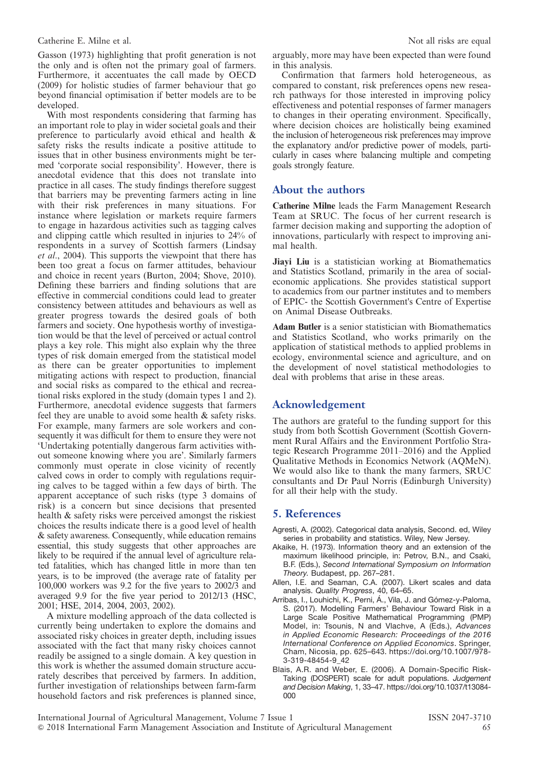Gasson (1973) highlighting that profit generation is not the only and is often not the primary goal of farmers. Furthermore, it accentuates the call made by OECD (2009) for holistic studies of farmer behaviour that go beyond financial optimisation if better models are to be developed.

With most respondents considering that farming has an important role to play in wider societal goals and their preference to particularly avoid ethical and health & safety risks the results indicate a positive attitude to issues that in other business environments might be termed 'corporate social responsibility'. However, there is anecdotal evidence that this does not translate into practice in all cases. The study findings therefore suggest that barriers may be preventing farmers acting in line with their risk preferences in many situations. For instance where legislation or markets require farmers to engage in hazardous activities such as tagging calves and clipping cattle which resulted in injuries to 24% of respondents in a survey of Scottish farmers (Lindsay *et al.*, 2004). This supports the viewpoint that there has been too great a focus on farmer attitudes, behaviour and choice in recent years (Burton, 2004; Shove, 2010). Defining these barriers and finding solutions that are effective in commercial conditions could lead to greater consistency between attitudes and behaviours as well as greater progress towards the desired goals of both farmers and society. One hypothesis worthy of investigation would be that the level of perceived or actual control plays a key role. This might also explain why the three types of risk domain emerged from the statistical model as there can be greater opportunities to implement mitigating actions with respect to production, financial and social risks as compared to the ethical and recreational risks explored in the study (domain types 1 and 2). Furthermore, anecdotal evidence suggests that farmers feel they are unable to avoid some health & safety risks. For example, many farmers are sole workers and consequently it was difficult for them to ensure they were not 'Undertaking potentially dangerous farm activities without someone knowing where you are'. Similarly farmers commonly must operate in close vicinity of recently calved cows in order to comply with regulations requiring calves to be tagged within a few days of birth. The apparent acceptance of such risks (type 3 domains of risk) is a concern but since decisions that presented health & safety risks were perceived amongst the riskiest choices the results indicate there is a good level of health & safety awareness. Consequently, while education remains essential, this study suggests that other approaches are likely to be required if the annual level of agriculture related fatalities, which has changed little in more than ten years, is to be improved (the average rate of fatality per 100,000 workers was 9.2 for the five years to 2002/3 and averaged 9.9 for the five year period to 2012/13 (HSC, 2001; HSE, 2014, 2004, 2003, 2002).

A mixture modelling approach of the data collected is currently being undertaken to explore the domains and associated risky choices in greater depth, including issues associated with the fact that many risky choices cannot readily be assigned to a single domain. A key question in this work is whether the assumed domain structure accurately describes that perceived by farmers. In addition, further investigation of relationships between farm-farm household factors and risk preferences is planned since, arguably, more may have been expected than were found in this analysis.

Confirmation that farmers hold heterogeneous, as compared to constant, risk preferences opens new research pathways for those interested in improving policy effectiveness and potential responses of farmer managers to changes in their operating environment. Specifically, where decision choices are holistically being examined the inclusion of heterogeneous risk preferences may improve the explanatory and/or predictive power of models, particularly in cases where balancing multiple and competing goals strongly feature.

## About the authors

**Catherine Milne** leads the Farm Management Research Team at SRUC. The focus of her current research is farmer decision making and supporting the adoption of innovations, particularly with respect to improving animal health.

**Jiayi Liu** is a statistician working at Biomathematics and Statistics Scotland, primarily in the area of social-economic applications. She provides statistical support to academics from our partner institutes and to members of EPIC- the Scottish Government's Centre of Expertise on Animal Disease Outbreaks.

**Adam Butler** is a senior statistician with Biomathematics and Statistics Scotland, who works primarily on the application of statistical methods to applied problems in ecology, environmental science and agriculture, and on the development of novel statistical methodologies to deal with problems that arise in these areas.

## Acknowledgement

The authors are grateful to the funding support for this study from both Scottish Government (Scottish Government Rural Affairs and the Environment Portfolio Strategic Research Programme 2011–2016) and the Applied Qualitative Methods in Economics Network (AQMeN). We would also like to thank the many farmers, SRUC consultants and Dr Paul Norris (Edinburgh University) for all their help with the study.

## 5. References

Agresti, A. (2002). Categorical data analysis, Second. ed, Wiley series in probability and statistics. Wiley, New Jersey.

Akaike, H. (1973). Information theory and an extension of the maximum likelihood principle, in: Petrov, B.N., and Csaki, B.F. (Eds.), *Second International Symposium on Information Theory*. Budapest, pp. 267–281.

Allen, I.E. and Seaman, C.A. (2007). Likert scales and data analysis. *Quality Progress*, 40, 64–65.

Arribas, I., Louhichi, K., Perni, Á., Vila, J. and Gómez-y-Paloma, S. (2017). Modelling Farmers' Behaviour Toward Risk in a Large Scale Positive Mathematical Programming (PMP) Model, in: Tsounis, N and Vlachve, A (Eds.), *Advances in Applied Economic Research: Proceedings of the 2016 International Conference on Applied Economics*. Springer, Cham, Nicosia, pp. 625–643. https://doi.org/10.1007/978-3-319-48454-9_42

Blais, A.R. and Weber, E. (2006). A Domain-Specific Risk-Taking (DOSPERT) scale for adult populations. *Judgement and Decision Making*, 1, 33–47. https://doi.org/10.1037/t13084-000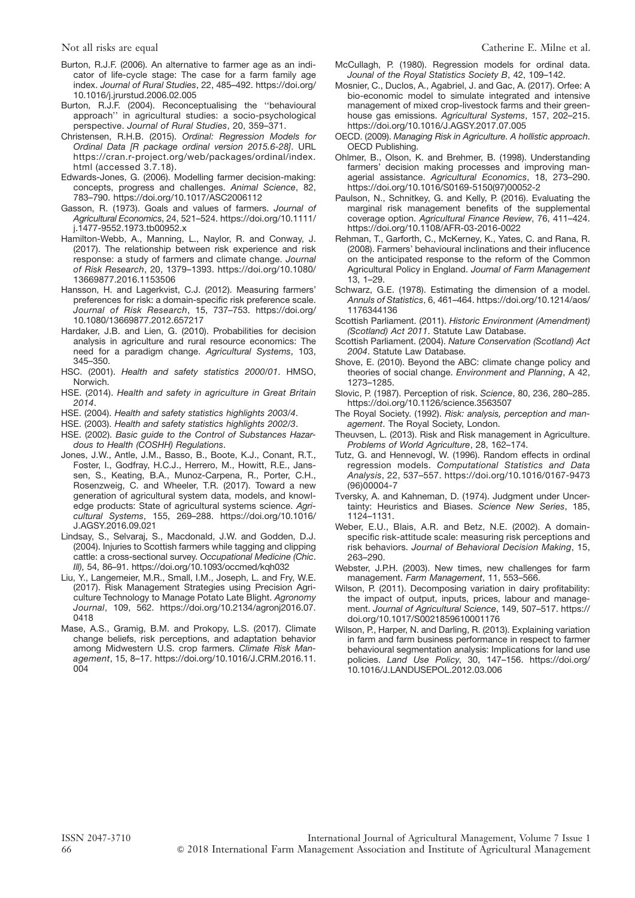Burton, R.J.F. (2006). An alternative to farmer age as an indicator of life-cycle stage: The case for a farm family age index. *Journal of Rural Studies*, 22, 485–492. https://doi.org/10.1016/j.jrurstud.2006.02.005

Burton, R.J.F. (2004). Reconceptualising the ''behavioural approach'' in agricultural studies: a socio-psychological perspective. *Journal of Rural Studies*, 20, 359–371.

Christensen, R.H.B. (2015). *Ordinal: Regression Models for Ordinal Data [R package ordinal version 2015.6-28]*. URL https://cran.r-project.org/web/packages/ordinal/index.html (accessed 3.7.18).

Edwards-Jones, G. (2006). Modelling farmer decision-making: concepts, progress and challenges. *Animal Science*, 82, 783–790. https://doi.org/10.1017/ASC2006112

Gasson, R. (1973). Goals and values of farmers. *Journal of Agricultural Economics*, 24, 521–524. https://doi.org/10.1111/j.1477-9552.1973.tb00952.x

Hamilton-Webb, A., Manning, L., Naylor, R. and Conway, J. (2017). The relationship between risk experience and risk response: a study of farmers and climate change. *Journal of Risk Research*, 20, 1379–1393. https://doi.org/10.1080/13669877.2016.1153506

Hansson, H. and Lagerkvist, C.J. (2012). Measuring farmers' preferences for risk: a domain-specific risk preference scale. *Journal of Risk Research*, 15, 737–753. https://doi.org/10.1080/13669877.2012.657217

Hardaker, J.B. and Lien, G. (2010). Probabilities for decision analysis in agriculture and rural resource economics: The need for a paradigm change. *Agricultural Systems*, 103, 345–350.

HSC. (2001). *Health and safety statistics 2000/01*. HMSO, Norwich.

HSE. (2014). *Health and safety in agriculture in Great Britain 2014*.

HSE. (2004). *Health and safety statistics highlights 2003/4*.

HSE. (2003). *Health and safety statistics highlights 2002/3*.

HSE. (2002). *Basic guide to the Control of Substances Hazardous to Health (COSHH) Regulations*.

Jones, J.W., Antle, J.M., Basso, B., Boote, K.J., Conant, R.T., Foster, I., Godfray, H.C.J., Herrero, M., Howitt, R.E., Janssen, S., Keating, B.A., Munoz-Carpena, R., Porter, C.H., Rosenzweig, C. and Wheeler, T.R. (2017). Toward a new generation of agricultural system data, models, and knowledge products: State of agricultural systems science. *Agricultural Systems*, 155, 269–288. https://doi.org/10.1016/J.AGSY.2016.09.021

Lindsay, S., Selvaraj, S., Macdonald, J.W. and Godden, D.J. (2004). Injuries to Scottish farmers while tagging and clipping cattle: a cross-sectional survey. *Occupational Medicine (Chic. Ill)*, 54, 86–91. https://doi.org/10.1093/occmed/kqh032

Liu, Y., Langemeier, M.R., Small, I.M., Joseph, L. and Fry, W.E. (2017). Risk Management Strategies using Precision Agriculture Technology to Manage Potato Late Blight. *Agronomy Journal*, 109, 562. https://doi.org/10.2134/agronj2016.07.0418

Mase, A.S., Gramig, B.M. and Prokopy, L.S. (2017). Climate change beliefs, risk perceptions, and adaptation behavior among Midwestern U.S. crop farmers. *Climate Risk Management*, 15, 8–17. https://doi.org/10.1016/J.CRM.2016.11.004

McCullagh, P. (1980). Regression models for ordinal data. *Journal of the Royal Statistics Society B*, 42, 109–142.

Mosnier, C., Duclos, A., Agabriel, J. and Gac, A. (2017). Orfee: A bio-economic model to simulate integrated and intensive management of mixed crop-livestock farms and their greenhouse gas emissions. *Agricultural Systems*, 157, 202–215. https://doi.org/10.1016/J.AGSY.2017.07.005

OECD. (2009). *Managing Risk in Agriculture. A hollistic approach*. OECD Publishing.

Ohlmer, B., Olson, K. and Brehmer, B. (1998). Understanding farmers' decision making processes and improving managerial assistance. *Agricultural Economics*, 18, 273–290. https://doi.org/10.1016/S0169-5150(97)00052-2

Paulson, N., Schnitkey, G. and Kelly, P. (2016). Evaluating the marginal risk management benefits of the supplemental coverage option. *Agricultural Finance Review*, 76, 411–424. https://doi.org/10.1108/AFR-03-2016-0022

Rehman, T., Garforth, C., McKerney, K., Yates, C. and Rana, R. (2008). Farmers' behavioural inclinations and their influence on the anticipated response to the reform of the Common Agricultural Policy in England. *Journal of Farm Management* 13, 1–29.

Schwarz, G.E. (1978). Estimating the dimension of a model. *Annuls of Statistics*, 6, 461–464. https://doi.org/10.1214/aos/1176344136

Scottish Parliament. (2011). *Historic Environment (Amendment) (Scotland) Act 2011*. Statute Law Database.

Scottish Parliament. (2004). *Nature Conservation (Scotland) Act 2004*. Statute Law Database.

Shove, E. (2010). Beyond the ABC: climate change policy and theories of social change. *Environment and Planning*, A 42, 1273–1285.

Slovic, P. (1987). Perception of risk. *Science*, 80, 236, 280–285. https://doi.org/10.1126/science.3563507

The Royal Society. (1992). *Risk: analysis, perception and management*. The Royal Society, London.

Theuvsen, L. (2013). Risk and Risk management in Agriculture. *Problems of World Agriculture*, 28, 162–174.

Tutz, G. and Hennevogl, W. (1996). Random effects in ordinal regression models. *Computational Statistics and Data Analysis*, 22, 537–557. https://doi.org/10.1016/0167-9473(96)00004-7

Tversky, A. and Kahneman, D. (1974). Judgment under Uncertainty: Heuristics and Biases. *Science New Series*, 185, 1124–1131.

Weber, E.U., Blais, A.R. and Betz, N.E. (2002). A domain-specific risk-attitude scale: measuring risk perceptions and risk behaviors. *Journal of Behavioral Decision Making*, 15, 263–290.

Webster, J.P.H. (2003). New times, new challenges for farm management. *Farm Management*, 11, 553–566.

Wilson, P. (2011). Decomposing variation in dairy profitability: the impact of output, inputs, prices, labour and management. *Journal of Agricultural Science*, 149, 507–517. https://doi.org/10.1017/S0021859610001176

Wilson, P., Harper, N. and Darling, R. (2013). Explaining variation in farm and farm business performance in respect to farmer behavioural segmentation analysis: Implications for land use policies. *Land Use Policy*, 30, 147–156. https://doi.org/10.1016/J.LANDUSEPOL.2012.03.006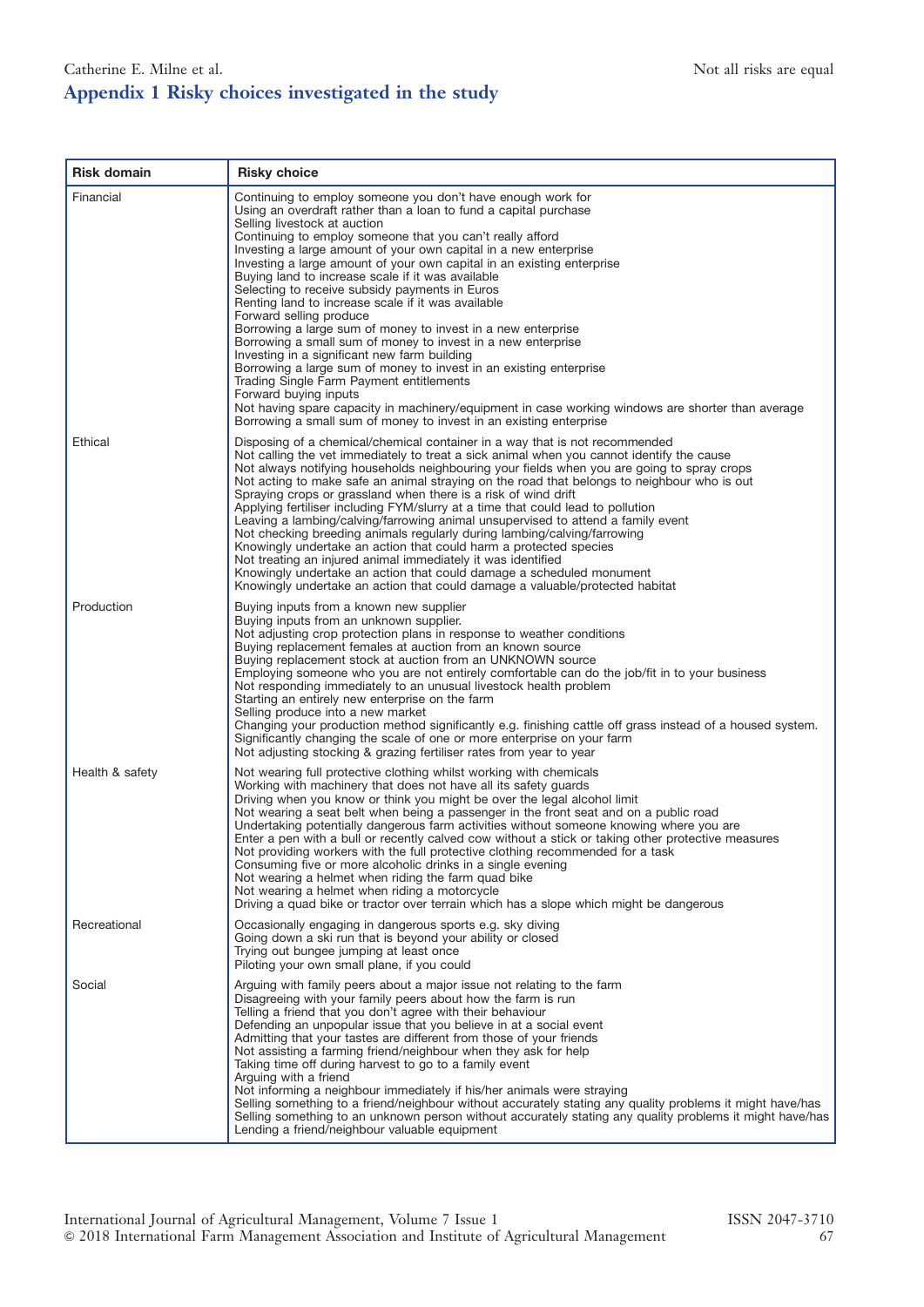## Appendix 1 Risky choices investigated in the study

| Risk domain | Risky choice |
|---|---|
| Financial | Continuing to employ someone you don't have enough work for<br>Using an overdraft rather than a loan to fund a capital purchase<br>Selling livestock at auction<br>Continuing to employ someone that you can't really afford<br>Investing a large amount of your own capital in a new enterprise<br>Investing a large amount of your own capital in an existing enterprise<br>Buying land to increase scale if it was available<br>Selecting to receive subsidy payments in Euros<br>Renting land to increase scale if it was available<br>Forward selling produce<br>Borrowing a large sum of money to invest in a new enterprise<br>Borrowing a small sum of money to invest in a new enterprise<br>Investing in a significant new farm building<br>Borrowing a large sum of money to invest in an existing enterprise<br>Trading Single Farm Payment entitlements<br>Forward buying inputs<br>Not having spare capacity in machinery/equipment in case working windows are shorter than average<br>Borrowing a small sum of money to invest in an existing enterprise |
| Ethical | Disposing of a chemical/chemical container in a way that is not recommended<br>Not calling the vet immediately to treat a sick animal when you cannot identify the cause<br>Not always notifying households neighbouring your fields when you are going to spray crops<br>Not acting to make safe an animal straying on the road that belongs to neighbour who is out<br>Spraying crops or grassland when there is a risk of wind drift<br>Applying fertiliser including FYM/slurry at a time that could lead to pollution<br>Leaving a lambing/calving/farrowing animal unsupervised to attend a family event<br>Not checking breeding animals regularly during lambing/calving/farrowing<br>Knowingly undertake an action that could harm a protected species<br>Not treating an injured animal immediately it was identified<br>Knowingly undertake an action that could damage a scheduled monument<br>Knowingly undertake an action that could damage a valuable/protected habitat |
| Production | Buying inputs from a known new supplier<br>Buying inputs from an unknown supplier.<br>Not adjusting crop protection plans in response to weather conditions<br>Buying replacement females at auction from an known source<br>Buying replacement stock at auction from an UNKNOWN source<br>Employing someone who you are not entirely comfortable can do the job/fit in to your business<br>Not responding immediately to an unusual livestock health problem<br>Starting an entirely new enterprise on the farm<br>Selling produce into a new market<br>Changing your production method significantly e.g. finishing cattle off grass instead of a housed system.<br>Significantly changing the scale of one or more enterprise on your farm<br>Not adjusting stocking & grazing fertiliser rates from year to year |
| Health & safety | Not wearing full protective clothing whilst working with chemicals<br>Working with machinery that does not have all its safety guards<br>Driving when you know or think you might be over the legal alcohol limit<br>Not wearing a seat belt when being a passenger in the front seat and on a public road<br>Undertaking potentially dangerous farm activities without someone knowing where you are<br>Enter a pen with a bull or recently calved cow without a stick or taking other protective measures<br>Not providing workers with the full protective clothing recommended for a task<br>Consuming five or more alcoholic drinks in a single evening<br>Not wearing a helmet when riding the farm quad bike<br>Not wearing a helmet when riding a motorcycle<br>Driving a quad bike or tractor over terrain which has a slope which might be dangerous |
| Recreational | Occasionally engaging in dangerous sports e.g. sky diving<br>Going down a ski run that is beyond your ability or closed<br>Trying out bungee jumping at least once<br>Piloting your own small plane, if you could |
| Social | Arguing with family peers about a major issue not relating to the farm<br>Disagreeing with your family peers about how the farm is run<br>Telling a friend that you don't agree with their behaviour<br>Defending an unpopular issue that you believe in at a social event<br>Admitting that your tastes are different from those of your friends<br>Not assisting a farming friend/neighbour when they ask for help<br>Taking time off during harvest to go to a family event<br>Arguing with a friend<br>Not informing a neighbour immediately if his/her animals were straying<br>Selling something to a friend/neighbour without accurately stating any quality problems it might have/has<br>Selling something to an unknown person without accurately stating any quality problems it might have/has<br>Lending a friend/neighbour valuable equipment |